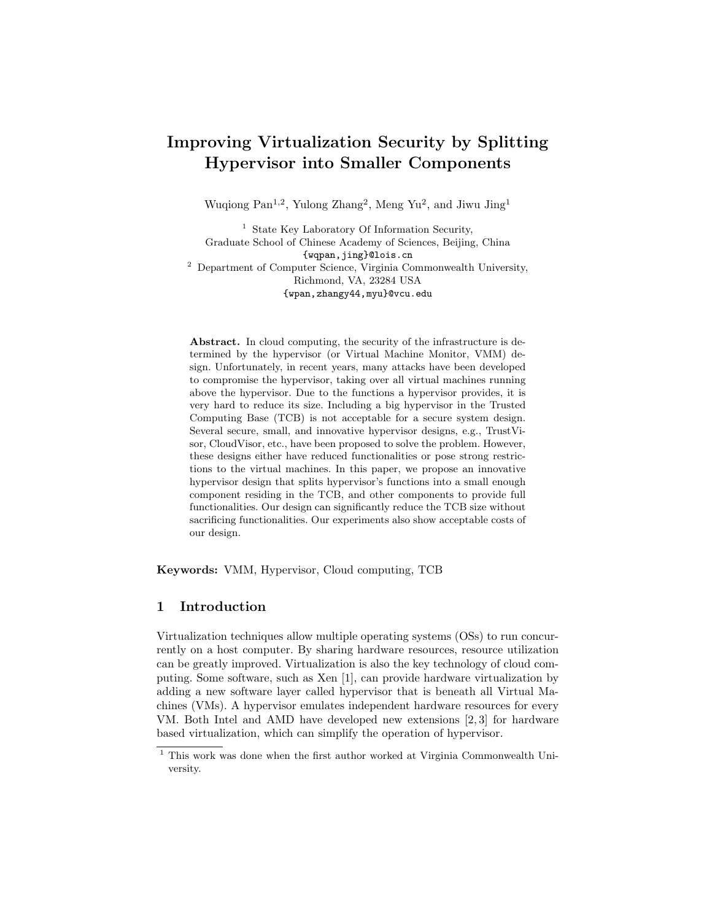# Improving Virtualization Security by Splitting Hypervisor into Smaller Components

Wuqiong Pan[1,2], Yulong Zhang[2], Meng Yu[2], and Jiwu Jing[1]

[1] State Key Laboratory Of Information Security,
Graduate School of Chinese Academy of Sciences, Beijing, China
{wqpan,jing}@lois.cn

[2] Department of Computer Science, Virginia Commonwealth University,
Richmond, VA, 23284 USA
{wpan,zhangy44,myu}@vcu.edu

**Abstract.** In cloud computing, the security of the infrastructure is determined by the hypervisor (or Virtual Machine Monitor, VMM) design. Unfortunately, in recent years, many attacks have been developed to compromise the hypervisor, taking over all virtual machines running above the hypervisor. Due to the functions a hypervisor provides, it is very hard to reduce its size. Including a big hypervisor in the Trusted Computing Base (TCB) is not acceptable for a secure system design. Several secure, small, and innovative hypervisor designs, e.g., TrustVisor, CloudVisor, etc., have been proposed to solve the problem. However, these designs either have reduced functionalities or pose strong restrictions to the virtual machines. In this paper, we propose an innovative hypervisor design that splits hypervisor's functions into a small enough component residing in the TCB, and other components to provide full functionalities. Our design can significantly reduce the TCB size without sacrificing functionalities. Our experiments also show acceptable costs of our design.

**Keywords:** VMM, Hypervisor, Cloud computing, TCB

## 1 Introduction

Virtualization techniques allow multiple operating systems (OSs) to run concurrently on a host computer. By sharing hardware resources, resource utilization can be greatly improved. Virtualization is also the key technology of cloud computing. Some software, such as Xen [1], can provide hardware virtualization by adding a new software layer called hypervisor that is beneath all Virtual Machines (VMs). A hypervisor emulates independent hardware resources for every VM. Both Intel and AMD have developed new extensions [2, 3] for hardware based virtualization, which can simplify the operation of hypervisor.

[1] This work was done when the first author worked at Virginia Commonwealth University.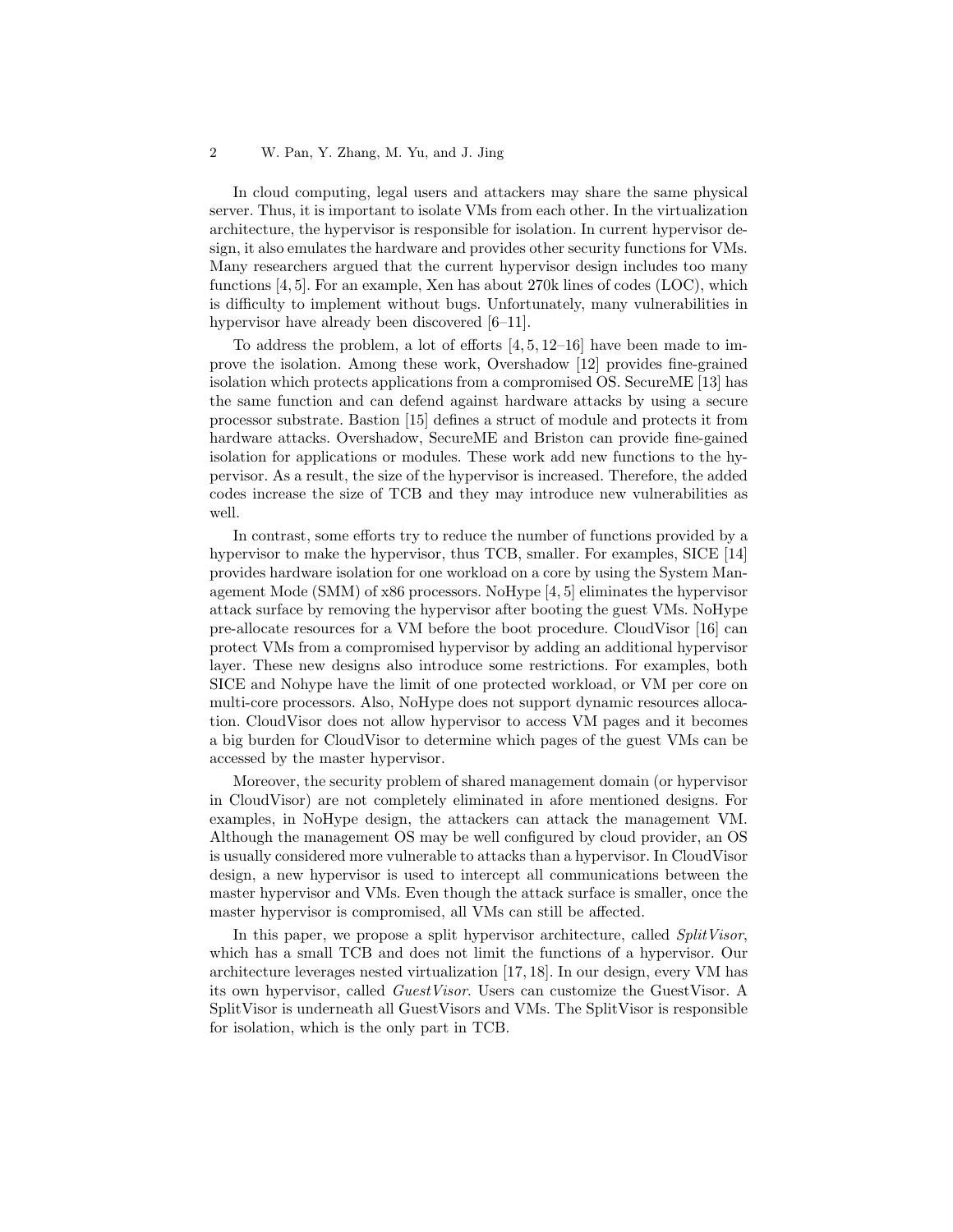In cloud computing, legal users and attackers may share the same physical server. Thus, it is important to isolate VMs from each other. In the virtualization architecture, the hypervisor is responsible for isolation. In current hypervisor design, it also emulates the hardware and provides other security functions for VMs. Many researchers argued that the current hypervisor design includes too many functions [4, 5]. For an example, Xen has about 270k lines of codes (LOC), which is difficulty to implement without bugs. Unfortunately, many vulnerabilities in hypervisor have already been discovered [6–11].

To address the problem, a lot of efforts [4, 5, 12–16] have been made to improve the isolation. Among these work, Overshadow [12] provides fine-grained isolation which protects applications from a compromised OS. SecureME [13] has the same function and can defend against hardware attacks by using a secure processor substrate. Bastion [15] defines a struct of module and protects it from hardware attacks. Overshadow, SecureME and Briston can provide fine-gained isolation for applications or modules. These work add new functions to the hypervisor. As a result, the size of the hypervisor is increased. Therefore, the added codes increase the size of TCB and they may introduce new vulnerabilities as well.

In contrast, some efforts try to reduce the number of functions provided by a hypervisor to make the hypervisor, thus TCB, smaller. For examples, SICE [14] provides hardware isolation for one workload on a core by using the System Management Mode (SMM) of x86 processors. NoHype [4, 5] eliminates the hypervisor attack surface by removing the hypervisor after booting the guest VMs. NoHype pre-allocate resources for a VM before the boot procedure. CloudVisor [16] can protect VMs from a compromised hypervisor by adding an additional hypervisor layer. These new designs also introduce some restrictions. For examples, both SICE and Nohype have the limit of one protected workload, or VM per core on multi-core processors. Also, NoHype does not support dynamic resources allocation. CloudVisor does not allow hypervisor to access VM pages and it becomes a big burden for CloudVisor to determine which pages of the guest VMs can be accessed by the master hypervisor.

Moreover, the security problem of shared management domain (or hypervisor in CloudVisor) are not completely eliminated in afore mentioned designs. For examples, in NoHype design, the attackers can attack the management VM. Although the management OS may be well configured by cloud provider, an OS is usually considered more vulnerable to attacks than a hypervisor. In CloudVisor design, a new hypervisor is used to intercept all communications between the master hypervisor and VMs. Even though the attack surface is smaller, once the master hypervisor is compromised, all VMs can still be affected.

In this paper, we propose a split hypervisor architecture, called *SplitVisor*, which has a small TCB and does not limit the functions of a hypervisor. Our architecture leverages nested virtualization [17, 18]. In our design, every VM has its own hypervisor, called *GuestVisor*. Users can customize the GuestVisor. A SplitVisor is underneath all GuestVisors and VMs. The SplitVisor is responsible for isolation, which is the only part in TCB.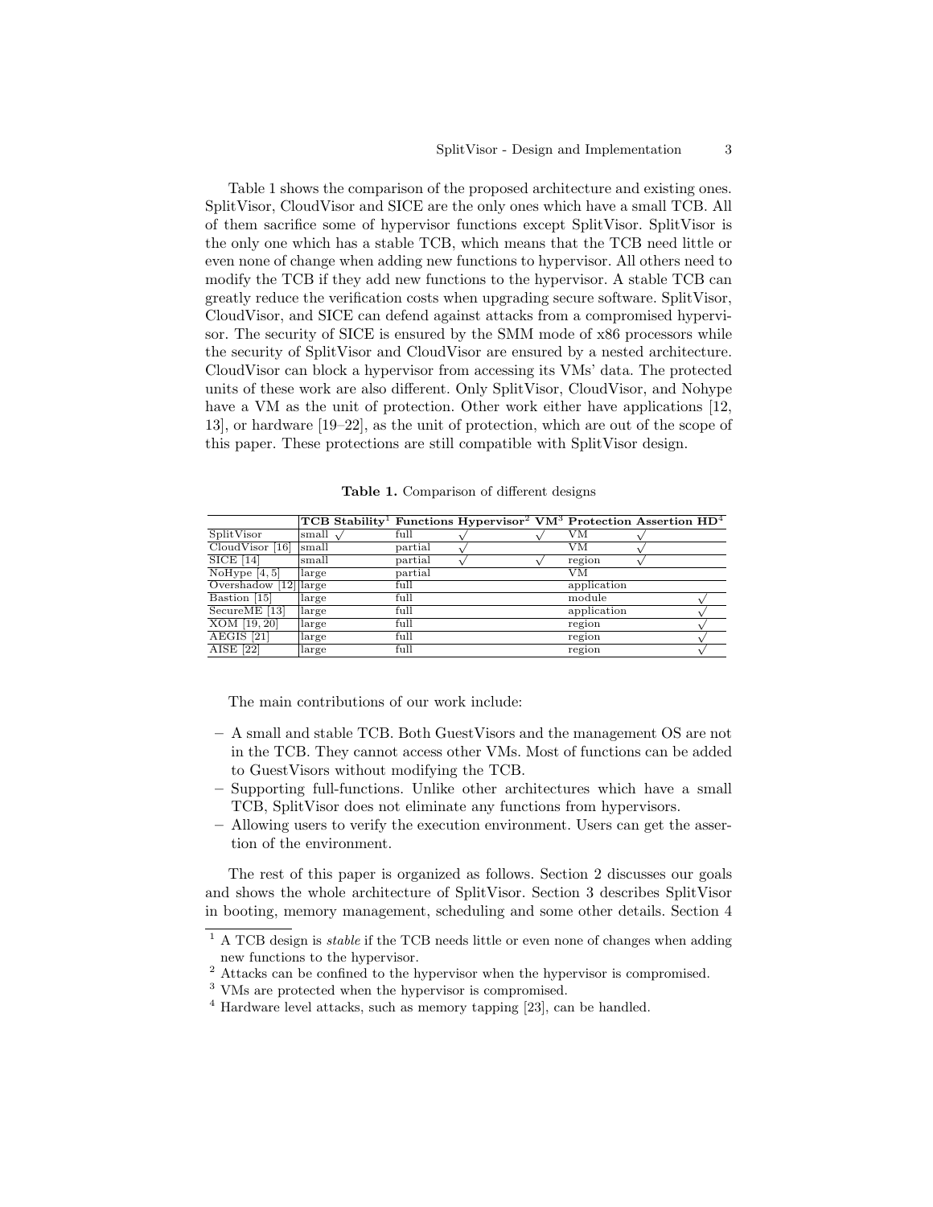Table 1 shows the comparison of the proposed architecture and existing ones. SplitVisor, CloudVisor and SICE are the only ones which have a small TCB. All of them sacrifice some of hypervisor functions except SplitVisor. SplitVisor is the only one which has a stable TCB, which means that the TCB need little or even none of change when adding new functions to hypervisor. All others need to modify the TCB if they add new functions to the hypervisor. A stable TCB can greatly reduce the verification costs when upgrading secure software. SplitVisor, CloudVisor, and SICE can defend against attacks from a compromised hypervisor. The security of SICE is ensured by the SMM mode of x86 processors while the security of SplitVisor and CloudVisor are ensured by a nested architecture. CloudVisor can block a hypervisor from accessing its VMs' data. The protected units of these work are also different. Only SplitVisor, CloudVisor, and Nohype have a VM as the unit of protection. Other work either have applications [12, 13], or hardware [19–22], as the unit of protection, which are out of the scope of this paper. These protections are still compatible with SplitVisor design.

**Table 1.** Comparison of different designs

| | TCB | Stability[1] | Functions | Hypervisor[2] | VM[3] | Protection | Assertion | HD[4] |
|---|---|---|---|---|---|---|---|---|
| SplitVisor | small | √ | full | √ | √ | VM | √ | |
| CloudVisor [16] | small | | partial | √ | | VM | √ | |
| SICE [14] | small | | partial | √ | √ | region | √ | |
| NoHype [4, 5] | large | | partial | | | VM | | |
| Overshadow [12] | large | | full | | | application | | |
| Bastion [15] | large | | full | | | module | | √ |
| SecureME [13] | large | | full | | | application | | √ |
| XOM [19, 20] | large | | full | | | region | | √ |
| AEGIS [21] | large | | full | | | region | | √ |
| AISE [22] | large | | full | | | region | | √ |

The main contributions of our work include:

- A small and stable TCB. Both GuestVisors and the management OS are not in the TCB. They cannot access other VMs. Most of functions can be added to GuestVisors without modifying the TCB.
- Supporting full-functions. Unlike other architectures which have a small TCB, SplitVisor does not eliminate any functions from hypervisors.
- Allowing users to verify the execution environment. Users can get the assertion of the environment.

The rest of this paper is organized as follows. Section 2 discusses our goals and shows the whole architecture of SplitVisor. Section 3 describes SplitVisor in booting, memory management, scheduling and some other details. Section 4

---

[1] A TCB design is *stable* if the TCB needs little or even none of changes when adding new functions to the hypervisor.

[2] Attacks can be confined to the hypervisor when the hypervisor is compromised.

[3] VMs are protected when the hypervisor is compromised.

[4] Hardware level attacks, such as memory tapping [23], can be handled.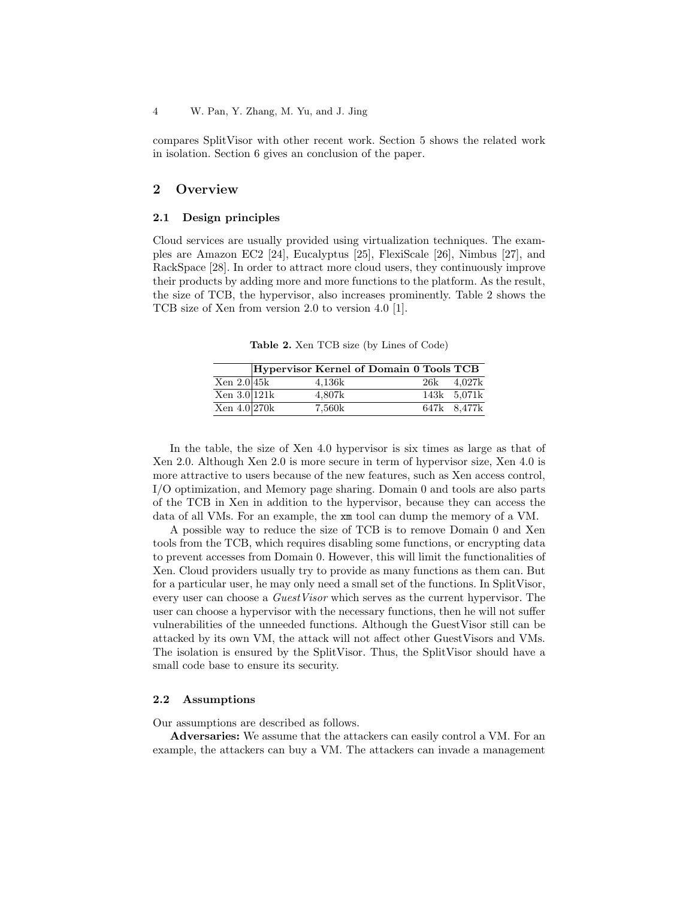compares SplitVisor with other recent work. Section 5 shows the related work in isolation. Section 6 gives an conclusion of the paper.

## 2 Overview

### 2.1 Design principles

Cloud services are usually provided using virtualization techniques. The examples are Amazon EC2 [24], Eucalyptus [25], FlexiScale [26], Nimbus [27], and RackSpace [28]. In order to attract more cloud users, they continuously improve their products by adding more and more functions to the platform. As the result, the size of TCB, the hypervisor, also increases prominently. Table 2 shows the TCB size of Xen from version 2.0 to version 4.0 [1].

**Table 2.** Xen TCB size (by Lines of Code)

| | Hypervisor | Kernel of Domain 0 | Tools | TCB |
|---|---|---|---|---|
| Xen 2.0 | 45k | 4,136k | 26k | 4,027k |
| Xen 3.0 | 121k | 4,807k | 143k | 5,071k |
| Xen 4.0 | 270k | 7,560k | 647k | 8,477k |

In the table, the size of Xen 4.0 hypervisor is six times as large as that of Xen 2.0. Although Xen 2.0 is more secure in term of hypervisor size, Xen 4.0 is more attractive to users because of the new features, such as Xen access control, I/O optimization, and Memory page sharing. Domain 0 and tools are also parts of the TCB in Xen in addition to the hypervisor, because they can access the data of all VMs. For an example, the `xm` tool can dump the memory of a VM.

A possible way to reduce the size of TCB is to remove Domain 0 and Xen tools from the TCB, which requires disabling some functions, or encrypting data to prevent accesses from Domain 0. However, this will limit the functionalities of Xen. Cloud providers usually try to provide as many functions as them can. But for a particular user, he may only need a small set of the functions. In SplitVisor, every user can choose a *GuestVisor* which serves as the current hypervisor. The user can choose a hypervisor with the necessary functions, then he will not suffer vulnerabilities of the unneeded functions. Although the GuestVisor still can be attacked by its own VM, the attack will not affect other GuestVisors and VMs. The isolation is ensured by the SplitVisor. Thus, the SplitVisor should have a small code base to ensure its security.

### 2.2 Assumptions

Our assumptions are described as follows.

**Adversaries:** We assume that the attackers can easily control a VM. For an example, the attackers can buy a VM. The attackers can invade a management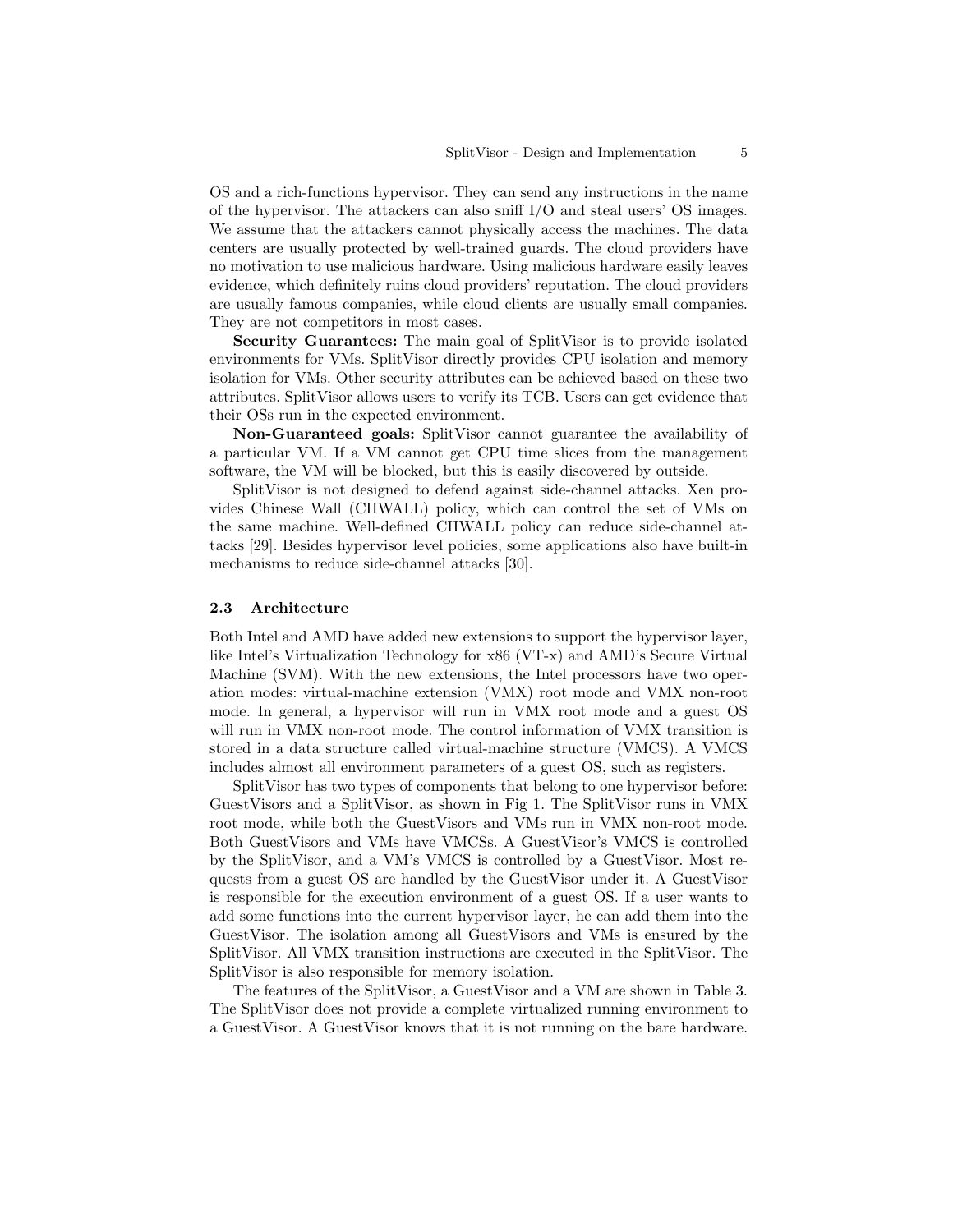OS and a rich-functions hypervisor. They can send any instructions in the name of the hypervisor. The attackers can also sniff I/O and steal users' OS images. We assume that the attackers cannot physically access the machines. The data centers are usually protected by well-trained guards. The cloud providers have no motivation to use malicious hardware. Using malicious hardware easily leaves evidence, which definitely ruins cloud providers' reputation. The cloud providers are usually famous companies, while cloud clients are usually small companies. They are not competitors in most cases.

**Security Guarantees:** The main goal of SplitVisor is to provide isolated environments for VMs. SplitVisor directly provides CPU isolation and memory isolation for VMs. Other security attributes can be achieved based on these two attributes. SplitVisor allows users to verify its TCB. Users can get evidence that their OSs run in the expected environment.

**Non-Guaranteed goals:** SplitVisor cannot guarantee the availability of a particular VM. If a VM cannot get CPU time slices from the management software, the VM will be blocked, but this is easily discovered by outside.

SplitVisor is not designed to defend against side-channel attacks. Xen provides Chinese Wall (CHWALL) policy, which can control the set of VMs on the same machine. Well-defined CHWALL policy can reduce side-channel attacks [29]. Besides hypervisor level policies, some applications also have built-in mechanisms to reduce side-channel attacks [30].

### 2.3 Architecture

Both Intel and AMD have added new extensions to support the hypervisor layer, like Intel's Virtualization Technology for x86 (VT-x) and AMD's Secure Virtual Machine (SVM). With the new extensions, the Intel processors have two operation modes: virtual-machine extension (VMX) root mode and VMX non-root mode. In general, a hypervisor will run in VMX root mode and a guest OS will run in VMX non-root mode. The control information of VMX transition is stored in a data structure called virtual-machine structure (VMCS). A VMCS includes almost all environment parameters of a guest OS, such as registers.

SplitVisor has two types of components that belong to one hypervisor before: GuestVisors and a SplitVisor, as shown in Fig 1. The SplitVisor runs in VMX root mode, while both the GuestVisors and VMs run in VMX non-root mode. Both GuestVisors and VMs have VMCSs. A GuestVisor's VMCS is controlled by the SplitVisor, and a VM's VMCS is controlled by a GuestVisor. Most requests from a guest OS are handled by the GuestVisor under it. A GuestVisor is responsible for the execution environment of a guest OS. If a user wants to add some functions into the current hypervisor layer, he can add them into the GuestVisor. The isolation among all GuestVisors and VMs is ensured by the SplitVisor. All VMX transition instructions are executed in the SplitVisor. The SplitVisor is also responsible for memory isolation.

The features of the SplitVisor, a GuestVisor and a VM are shown in Table 3. The SplitVisor does not provide a complete virtualized running environment to a GuestVisor. A GuestVisor knows that it is not running on the bare hardware.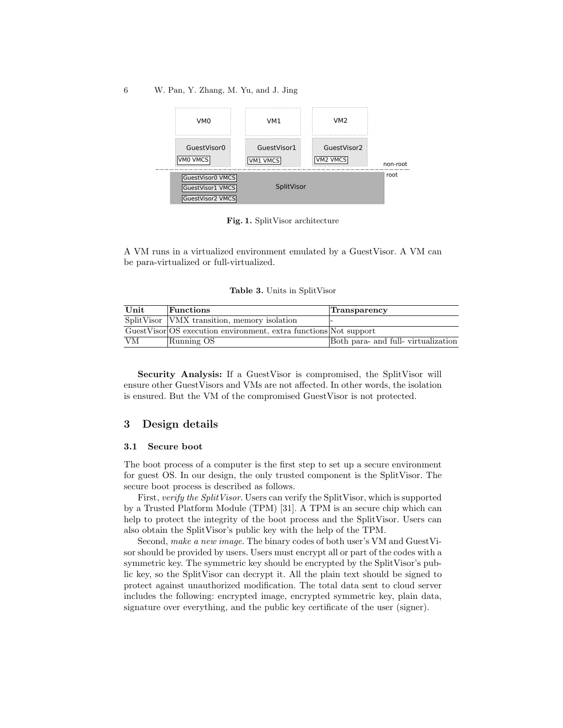Fig. 1. SplitVisor architecture

A VM runs in a virtualized environment emulated by a GuestVisor. A VM can be para-virtualized or full-virtualized.

Table 3. Units in SplitVisor

| Unit | Functions | Transparency |
| --- | --- | --- |
| SplitVisor | VMX transition, memory isolation | - |
| GuestVisor | OS execution environment, extra functions | Not support |
| VM | Running OS | Both para- and full- virtualization |

**Security Analysis:** If a GuestVisor is compromised, the SplitVisor will ensure other GuestVisors and VMs are not affected. In other words, the isolation is ensured. But the VM of the compromised GuestVisor is not protected.

## 3 Design details

### 3.1 Secure boot

The boot process of a computer is the first step to set up a secure environment for guest OS. In our design, the only trusted component is the SplitVisor. The secure boot process is described as follows.

First, *verify the SplitVisor*. Users can verify the SplitVisor, which is supported by a Trusted Platform Module (TPM) [31]. A TPM is an secure chip which can help to protect the integrity of the boot process and the SplitVisor. Users can also obtain the SplitVisor's public key with the help of the TPM.

Second, *make a new image*. The binary codes of both user's VM and GuestVisor should be provided by users. Users must encrypt all or part of the codes with a symmetric key. The symmetric key should be encrypted by the SplitVisor's public key, so the SplitVisor can decrypt it. All the plain text should be signed to protect against unauthorized modification. The total data sent to cloud server includes the following: encrypted image, encrypted symmetric key, plain data, signature over everything, and the public key certificate of the user (signer).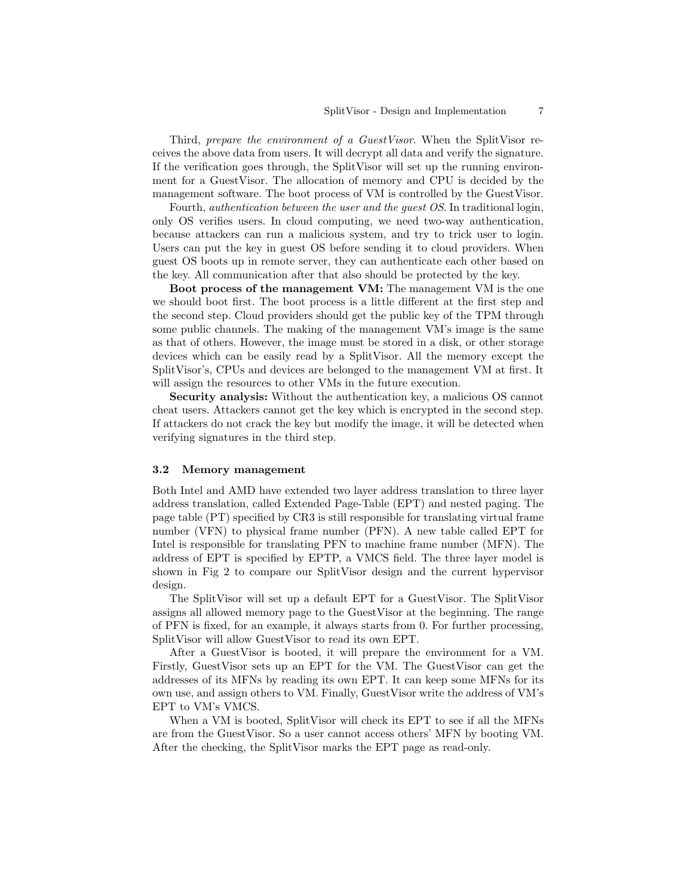Third, *prepare the environment of a GuestVisor*. When the SplitVisor receives the above data from users. It will decrypt all data and verify the signature. If the verification goes through, the SplitVisor will set up the running environment for a GuestVisor. The allocation of memory and CPU is decided by the management software. The boot process of VM is controlled by the GuestVisor.

Fourth, *authentication between the user and the guest OS*. In traditional login, only OS verifies users. In cloud computing, we need two-way authentication, because attackers can run a malicious system, and try to trick user to login. Users can put the key in guest OS before sending it to cloud providers. When guest OS boots up in remote server, they can authenticate each other based on the key. All communication after that also should be protected by the key.

**Boot process of the management VM:** The management VM is the one we should boot first. The boot process is a little different at the first step and the second step. Cloud providers should get the public key of the TPM through some public channels. The making of the management VM's image is the same as that of others. However, the image must be stored in a disk, or other storage devices which can be easily read by a SplitVisor. All the memory except the SplitVisor's, CPUs and devices are belonged to the management VM at first. It will assign the resources to other VMs in the future execution.

**Security analysis:** Without the authentication key, a malicious OS cannot cheat users. Attackers cannot get the key which is encrypted in the second step. If attackers do not crack the key but modify the image, it will be detected when verifying signatures in the third step.

### 3.2 Memory management

Both Intel and AMD have extended two layer address translation to three layer address translation, called Extended Page-Table (EPT) and nested paging. The page table (PT) specified by CR3 is still responsible for translating virtual frame number (VFN) to physical frame number (PFN). A new table called EPT for Intel is responsible for translating PFN to machine frame number (MFN). The address of EPT is specified by EPTP, a VMCS field. The three layer model is shown in Fig 2 to compare our SplitVisor design and the current hypervisor design.

The SplitVisor will set up a default EPT for a GuestVisor. The SplitVisor assigns all allowed memory page to the GuestVisor at the beginning. The range of PFN is fixed, for an example, it always starts from 0. For further processing, SplitVisor will allow GuestVisor to read its own EPT.

After a GuestVisor is booted, it will prepare the environment for a VM. Firstly, GuestVisor sets up an EPT for the VM. The GuestVisor can get the addresses of its MFNs by reading its own EPT. It can keep some MFNs for its own use, and assign others to VM. Finally, GuestVisor write the address of VM's EPT to VM's VMCS.

When a VM is booted, SplitVisor will check its EPT to see if all the MFNs are from the GuestVisor. So a user cannot access others' MFN by booting VM. After the checking, the SplitVisor marks the EPT page as read-only.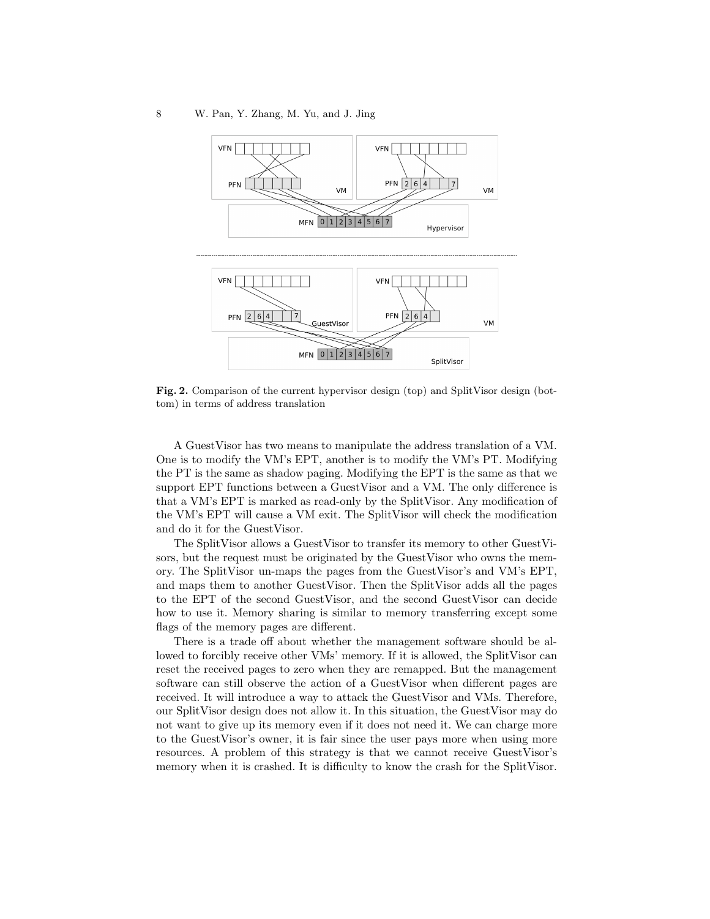VFN

PFN

VM

VFN

PFN 2 6 4 7

VM

MFN 0 1 2 3 4 5 6 7

Hypervisor

VFN

PFN 2 6 4 7

GuestVisor

VFN

PFN 2 6 4

VM

MFN 0 1 2 3 4 5 6 7

SplitVisor

**Fig. 2.** Comparison of the current hypervisor design (top) and SplitVisor design (bottom) in terms of address translation

A GuestVisor has two means to manipulate the address translation of a VM. One is to modify the VM's EPT, another is to modify the VM's PT. Modifying the PT is the same as shadow paging. Modifying the EPT is the same as that we support EPT functions between a GuestVisor and a VM. The only difference is that a VM's EPT is marked as read-only by the SplitVisor. Any modification of the VM's EPT will cause a VM exit. The SplitVisor will check the modification and do it for the GuestVisor.

The SplitVisor allows a GuestVisor to transfer its memory to other GuestVisors, but the request must be originated by the GuestVisor who owns the memory. The SplitVisor un-maps the pages from the GuestVisor's and VM's EPT, and maps them to another GuestVisor. Then the SplitVisor adds all the pages to the EPT of the second GuestVisor, and the second GuestVisor can decide how to use it. Memory sharing is similar to memory transferring except some flags of the memory pages are different.

There is a trade off about whether the management software should be allowed to forcibly receive other VMs' memory. If it is allowed, the SplitVisor can reset the received pages to zero when they are remapped. But the management software can still observe the action of a GuestVisor when different pages are received. It will introduce a way to attack the GuestVisor and VMs. Therefore, our SplitVisor design does not allow it. In this situation, the GuestVisor may do not want to give up its memory even if it does not need it. We can charge more to the GuestVisor's owner, it is fair since the user pays more when using more resources. A problem of this strategy is that we cannot receive GuestVisor's memory when it is crashed. It is difficulty to know the crash for the SplitVisor.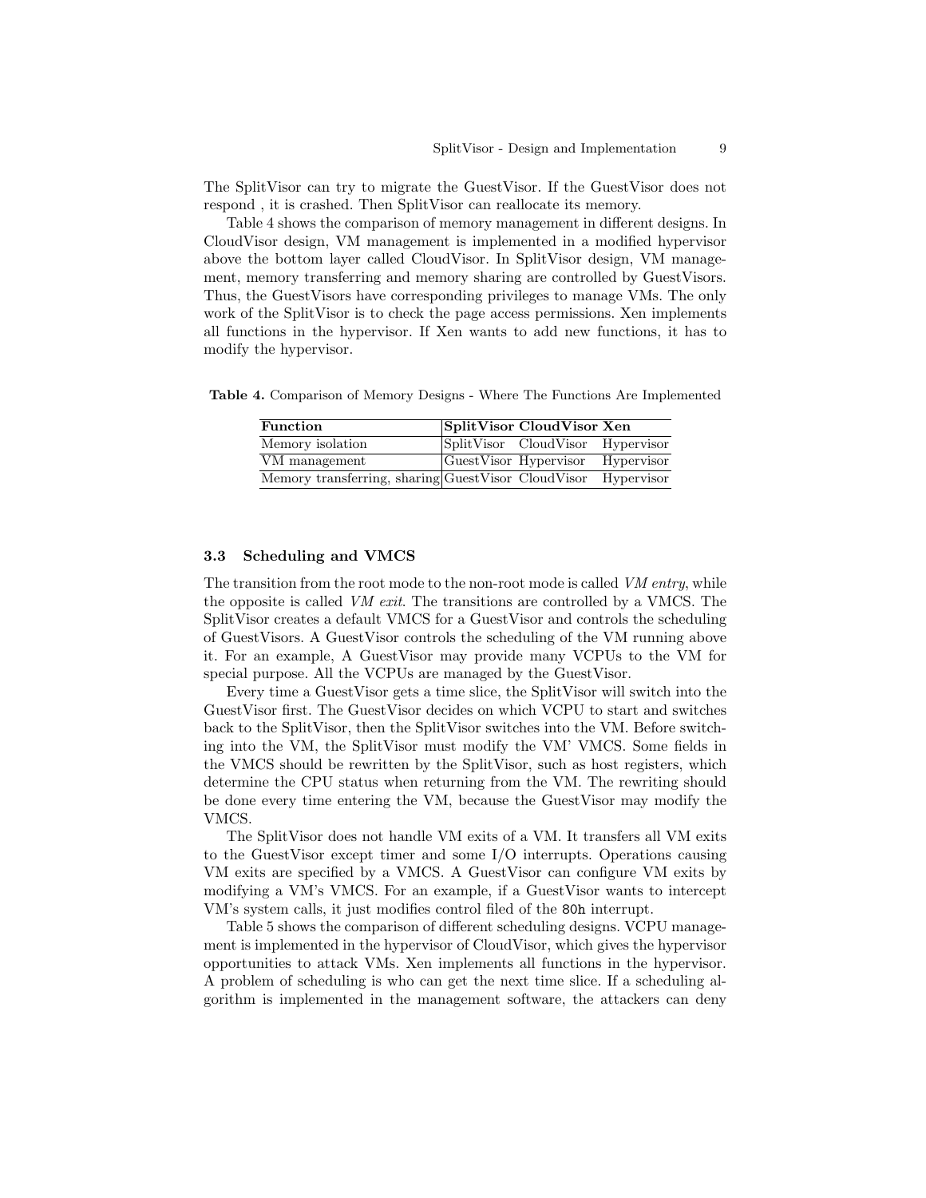The SplitVisor can try to migrate the GuestVisor. If the GuestVisor does not respond , it is crashed. Then SplitVisor can reallocate its memory.

Table 4 shows the comparison of memory management in different designs. In CloudVisor design, VM management is implemented in a modified hypervisor above the bottom layer called CloudVisor. In SplitVisor design, VM management, memory transferring and memory sharing are controlled by GuestVisors. Thus, the GuestVisors have corresponding privileges to manage VMs. The only work of the SplitVisor is to check the page access permissions. Xen implements all functions in the hypervisor. If Xen wants to add new functions, it has to modify the hypervisor.

**Table 4.** Comparison of Memory Designs - Where The Functions Are Implemented

| Function | SplitVisor | CloudVisor | Xen |
| --- | --- | --- | --- |
| Memory isolation | SplitVisor | CloudVisor | Hypervisor |
| VM management | GuestVisor | Hypervisor | Hypervisor |
| Memory transferring, sharing | GuestVisor | CloudVisor | Hypervisor |

### 3.3 Scheduling and VMCS

The transition from the root mode to the non-root mode is called *VM entry*, while the opposite is called *VM exit*. The transitions are controlled by a VMCS. The SplitVisor creates a default VMCS for a GuestVisor and controls the scheduling of GuestVisors. A GuestVisor controls the scheduling of the VM running above it. For an example, A GuestVisor may provide many VCPUs to the VM for special purpose. All the VCPUs are managed by the GuestVisor.

Every time a GuestVisor gets a time slice, the SplitVisor will switch into the GuestVisor first. The GuestVisor decides on which VCPU to start and switches back to the SplitVisor, then the SplitVisor switches into the VM. Before switching into the VM, the SplitVisor must modify the VM' VMCS. Some fields in the VMCS should be rewritten by the SplitVisor, such as host registers, which determine the CPU status when returning from the VM. The rewriting should be done every time entering the VM, because the GuestVisor may modify the VMCS.

The SplitVisor does not handle VM exits of a VM. It transfers all VM exits to the GuestVisor except timer and some I/O interrupts. Operations causing VM exits are specified by a VMCS. A GuestVisor can configure VM exits by modifying a VM's VMCS. For an example, if a GuestVisor wants to intercept VM's system calls, it just modifies control filed of the `80h` interrupt.

Table 5 shows the comparison of different scheduling designs. VCPU management is implemented in the hypervisor of CloudVisor, which gives the hypervisor opportunities to attack VMs. Xen implements all functions in the hypervisor. A problem of scheduling is who can get the next time slice. If a scheduling algorithm is implemented in the management software, the attackers can deny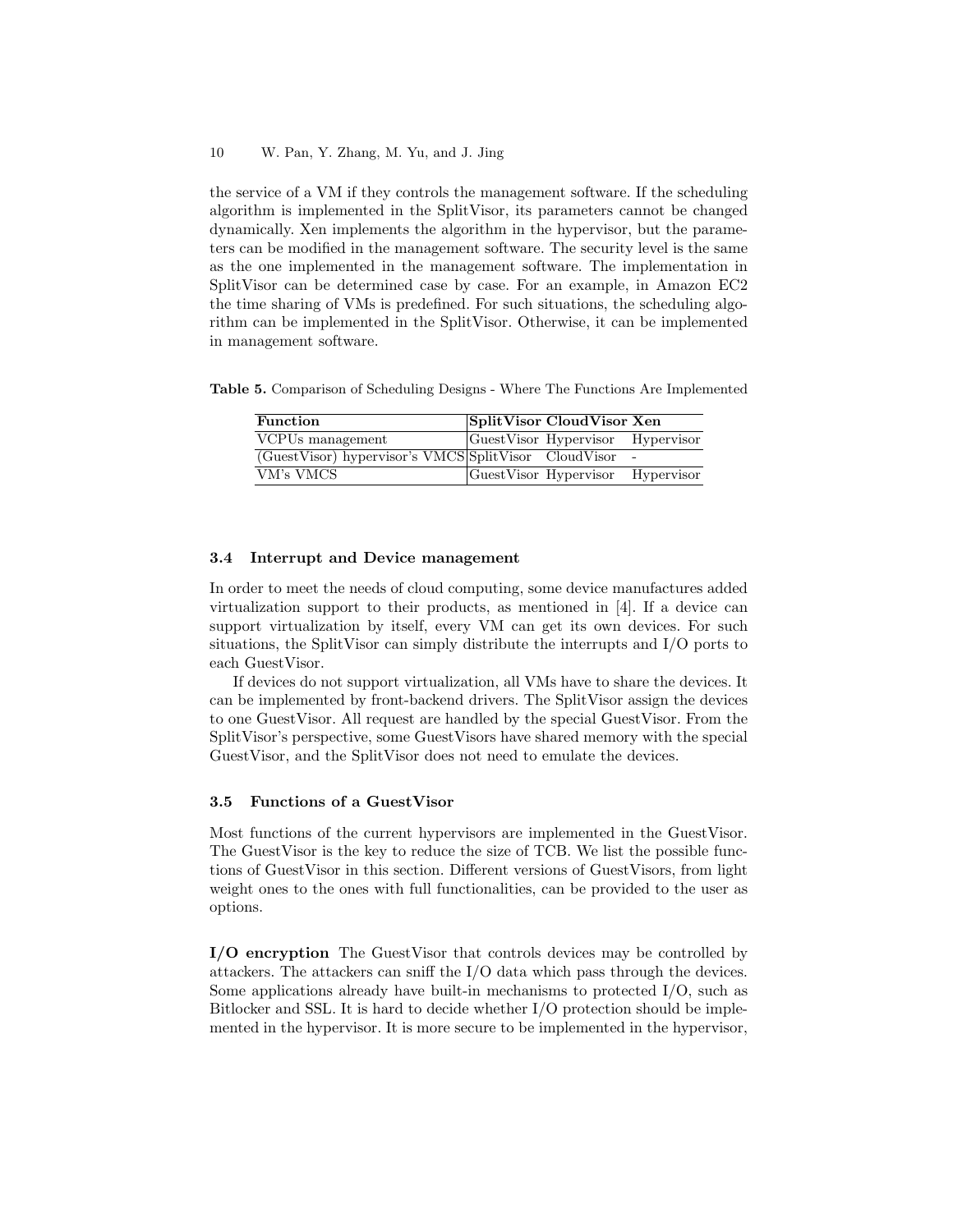the service of a VM if they controls the management software. If the scheduling algorithm is implemented in the SplitVisor, its parameters cannot be changed dynamically. Xen implements the algorithm in the hypervisor, but the parameters can be modified in the management software. The security level is the same as the one implemented in the management software. The implementation in SplitVisor can be determined case by case. For an example, in Amazon EC2 the time sharing of VMs is predefined. For such situations, the scheduling algorithm can be implemented in the SplitVisor. Otherwise, it can be implemented in management software.

**Table 5.** Comparison of Scheduling Designs - Where The Functions Are Implemented

| Function | SplitVisor | CloudVisor | Xen |
|---|---|---|---|
| VCPUs management | GuestVisor | Hypervisor | Hypervisor |
| (GuestVisor) hypervisor's VMCS | SplitVisor | CloudVisor | - |
| VM's VMCS | GuestVisor | Hypervisor | Hypervisor |

### 3.4 Interrupt and Device management

In order to meet the needs of cloud computing, some device manufactures added virtualization support to their products, as mentioned in [4]. If a device can support virtualization by itself, every VM can get its own devices. For such situations, the SplitVisor can simply distribute the interrupts and I/O ports to each GuestVisor.

If devices do not support virtualization, all VMs have to share the devices. It can be implemented by front-backend drivers. The SplitVisor assign the devices to one GuestVisor. All request are handled by the special GuestVisor. From the SplitVisor's perspective, some GuestVisors have shared memory with the special GuestVisor, and the SplitVisor does not need to emulate the devices.

### 3.5 Functions of a GuestVisor

Most functions of the current hypervisors are implemented in the GuestVisor. The GuestVisor is the key to reduce the size of TCB. We list the possible functions of GuestVisor in this section. Different versions of GuestVisors, from light weight ones to the ones with full functionalities, can be provided to the user as options.

**I/O encryption** The GuestVisor that controls devices may be controlled by attackers. The attackers can sniff the I/O data which pass through the devices. Some applications already have built-in mechanisms to protected I/O, such as Bitlocker and SSL. It is hard to decide whether I/O protection should be implemented in the hypervisor. It is more secure to be implemented in the hypervisor,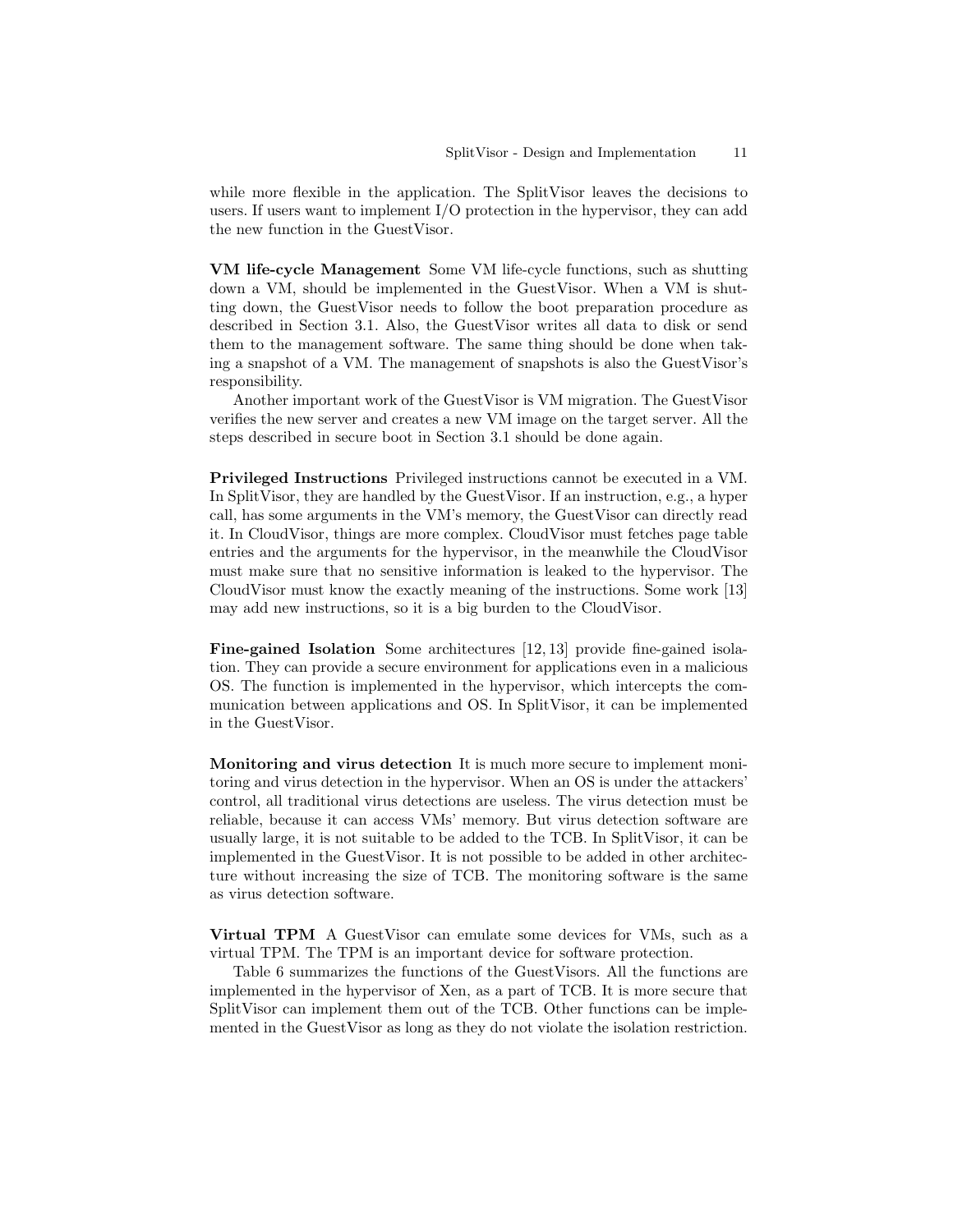while more flexible in the application. The SplitVisor leaves the decisions to users. If users want to implement I/O protection in the hypervisor, they can add the new function in the GuestVisor.

**VM life-cycle Management** Some VM life-cycle functions, such as shutting down a VM, should be implemented in the GuestVisor. When a VM is shutting down, the GuestVisor needs to follow the boot preparation procedure as described in Section 3.1. Also, the GuestVisor writes all data to disk or send them to the management software. The same thing should be done when taking a snapshot of a VM. The management of snapshots is also the GuestVisor's responsibility.

Another important work of the GuestVisor is VM migration. The GuestVisor verifies the new server and creates a new VM image on the target server. All the steps described in secure boot in Section 3.1 should be done again.

**Privileged Instructions** Privileged instructions cannot be executed in a VM. In SplitVisor, they are handled by the GuestVisor. If an instruction, e.g., a hyper call, has some arguments in the VM's memory, the GuestVisor can directly read it. In CloudVisor, things are more complex. CloudVisor must fetches page table entries and the arguments for the hypervisor, in the meanwhile the CloudVisor must make sure that no sensitive information is leaked to the hypervisor. The CloudVisor must know the exactly meaning of the instructions. Some work [13] may add new instructions, so it is a big burden to the CloudVisor.

**Fine-gained Isolation** Some architectures [12, 13] provide fine-gained isolation. They can provide a secure environment for applications even in a malicious OS. The function is implemented in the hypervisor, which intercepts the communication between applications and OS. In SplitVisor, it can be implemented in the GuestVisor.

**Monitoring and virus detection** It is much more secure to implement monitoring and virus detection in the hypervisor. When an OS is under the attackers' control, all traditional virus detections are useless. The virus detection must be reliable, because it can access VMs' memory. But virus detection software are usually large, it is not suitable to be added to the TCB. In SplitVisor, it can be implemented in the GuestVisor. It is not possible to be added in other architecture without increasing the size of TCB. The monitoring software is the same as virus detection software.

**Virtual TPM** A GuestVisor can emulate some devices for VMs, such as a virtual TPM. The TPM is an important device for software protection.

Table 6 summarizes the functions of the GuestVisors. All the functions are implemented in the hypervisor of Xen, as a part of TCB. It is more secure that SplitVisor can implement them out of the TCB. Other functions can be implemented in the GuestVisor as long as they do not violate the isolation restriction.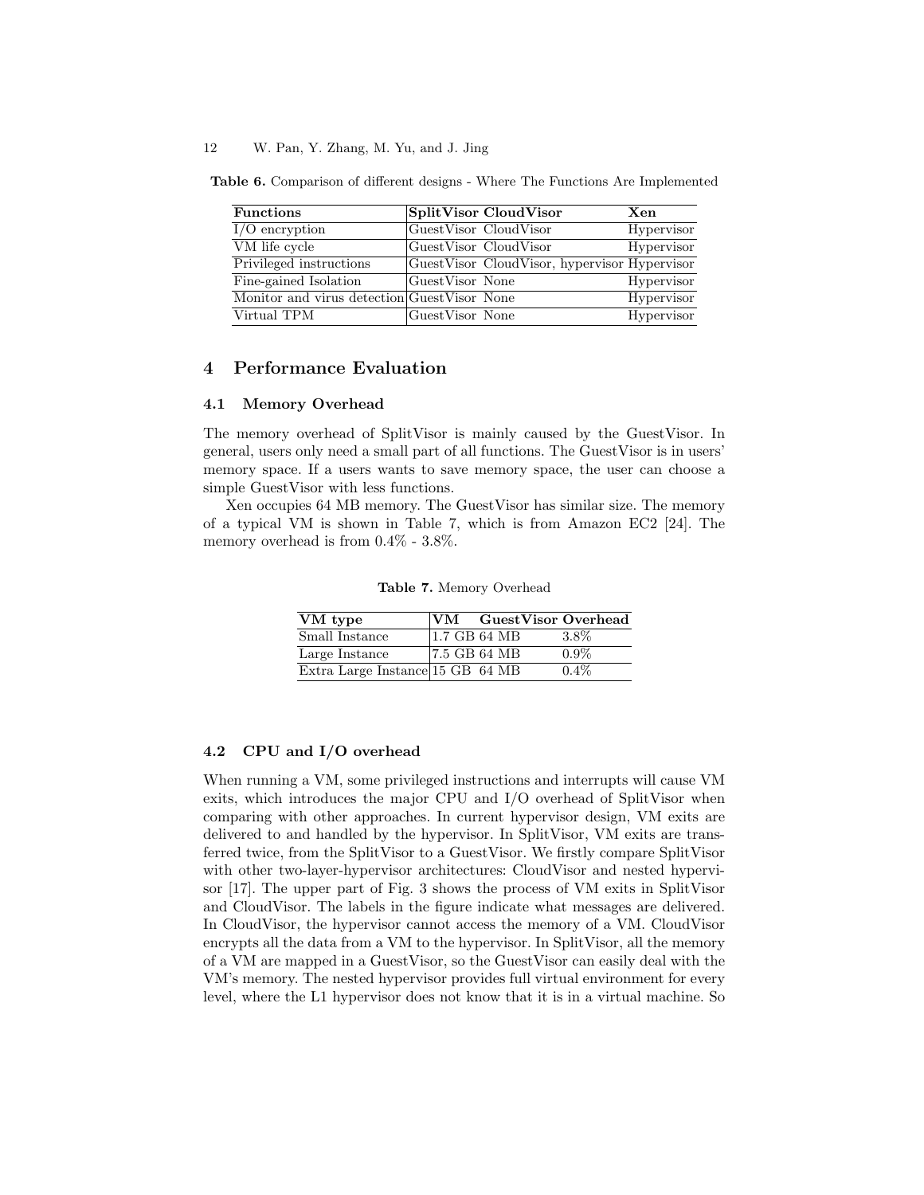**Table 6.** Comparison of different designs - Where The Functions Are Implemented

| Functions | SplitVisor | CloudVisor | Xen |
|---|---|---|---|
| I/O encryption | GuestVisor | CloudVisor | Hypervisor |
| VM life cycle | GuestVisor | CloudVisor | Hypervisor |
| Privileged instructions | GuestVisor | CloudVisor, hypervisor | Hypervisor |
| Fine-gained Isolation | GuestVisor | None | Hypervisor |
| Monitor and virus detection | GuestVisor | None | Hypervisor |
| Virtual TPM | GuestVisor | None | Hypervisor |

## 4 Performance Evaluation

### 4.1 Memory Overhead

The memory overhead of SplitVisor is mainly caused by the GuestVisor. In general, users only need a small part of all functions. The GuestVisor is in users' memory space. If a users wants to save memory space, the user can choose a simple GuestVisor with less functions.

Xen occupies 64 MB memory. The GuestVisor has similar size. The memory of a typical VM is shown in Table 7, which is from Amazon EC2 [24]. The memory overhead is from 0.4% - 3.8%.

**Table 7.** Memory Overhead

| VM type | VM | GuestVisor | Overhead |
|---|---|---|---|
| Small Instance | 1.7 GB | 64 MB | 3.8% |
| Large Instance | 7.5 GB | 64 MB | 0.9% |
| Extra Large Instance | 15 GB | 64 MB | 0.4% |

### 4.2 CPU and I/O overhead

When running a VM, some privileged instructions and interrupts will cause VM exits, which introduces the major CPU and I/O overhead of SplitVisor when comparing with other approaches. In current hypervisor design, VM exits are delivered to and handled by the hypervisor. In SplitVisor, VM exits are transferred twice, from the SplitVisor to a GuestVisor. We firstly compare SplitVisor with other two-layer-hypervisor architectures: CloudVisor and nested hypervisor [17]. The upper part of Fig. 3 shows the process of VM exits in SplitVisor and CloudVisor. The labels in the figure indicate what messages are delivered. In CloudVisor, the hypervisor cannot access the memory of a VM. CloudVisor encrypts all the data from a VM to the hypervisor. In SplitVisor, all the memory of a VM are mapped in a GuestVisor, so the GuestVisor can easily deal with the VM's memory. The nested hypervisor provides full virtual environment for every level, where the L1 hypervisor does not know that it is in a virtual machine. So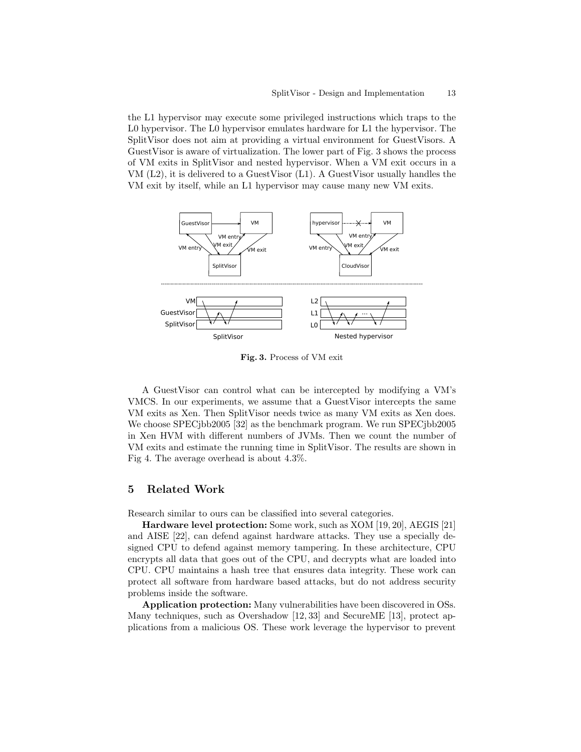the L1 hypervisor may execute some privileged instructions which traps to the L0 hypervisor. The L0 hypervisor emulates hardware for L1 the hypervisor. The SplitVisor does not aim at providing a virtual environment for GuestVisors. A GuestVisor is aware of virtualization. The lower part of Fig. 3 shows the process of VM exits in SplitVisor and nested hypervisor. When a VM exit occurs in a VM (L2), it is delivered to a GuestVisor (L1). A GuestVisor usually handles the VM exit by itself, while an L1 hypervisor may cause many new VM exits.

**Fig. 3.** Process of VM exit

A GuestVisor can control what can be intercepted by modifying a VM's VMCS. In our experiments, we assume that a GuestVisor intercepts the same VM exits as Xen. Then SplitVisor needs twice as many VM exits as Xen does. We choose SPECjbb2005 [32] as the benchmark program. We run SPECjbb2005 in Xen HVM with different numbers of JVMs. Then we count the number of VM exits and estimate the running time in SplitVisor. The results are shown in Fig 4. The average overhead is about 4.3%.

## 5 Related Work

Research similar to ours can be classified into several categories.

**Hardware level protection:** Some work, such as XOM [19, 20], AEGIS [21] and AISE [22], can defend against hardware attacks. They use a specially designed CPU to defend against memory tampering. In these architecture, CPU encrypts all data that goes out of the CPU, and decrypts what are loaded into CPU. CPU maintains a hash tree that ensures data integrity. These work can protect all software from hardware based attacks, but do not address security problems inside the software.

**Application protection:** Many vulnerabilities have been discovered in OSs. Many techniques, such as Overshadow [12, 33] and SecureME [13], protect applications from a malicious OS. These work leverage the hypervisor to prevent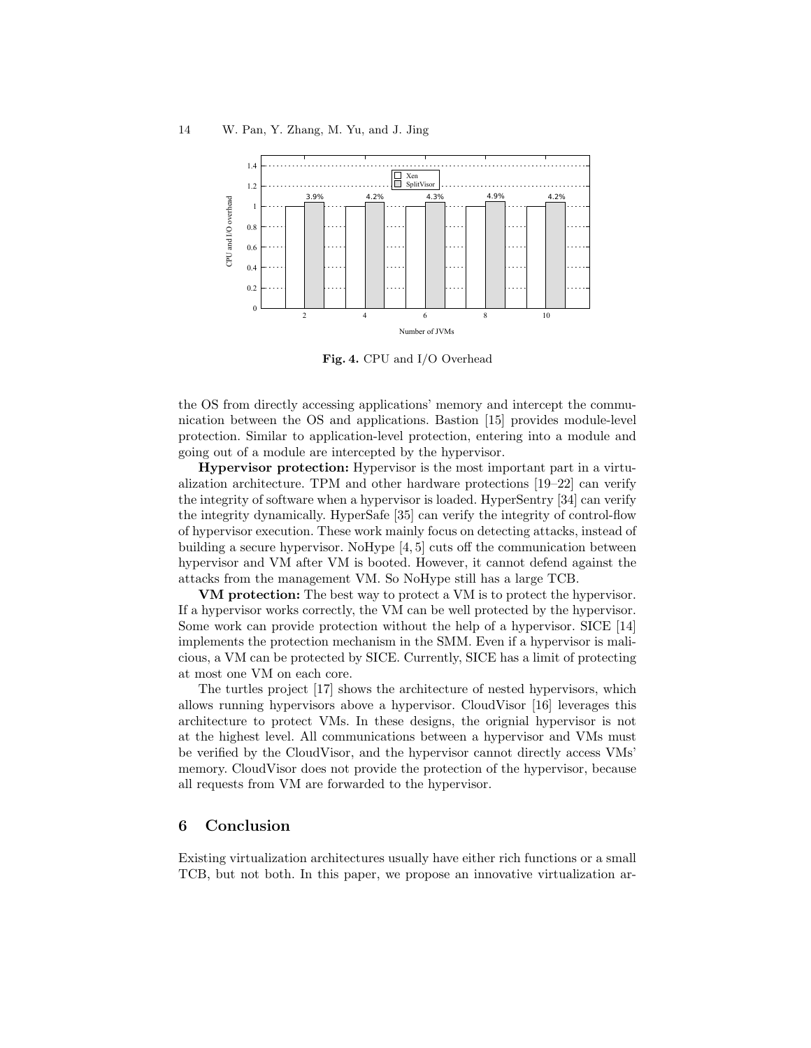**Fig. 4.** CPU and I/O Overhead

the OS from directly accessing applications' memory and intercept the communication between the OS and applications. Bastion [15] provides module-level protection. Similar to application-level protection, entering into a module and going out of a module are intercepted by the hypervisor.

**Hypervisor protection:** Hypervisor is the most important part in a virtualization architecture. TPM and other hardware protections [19–22] can verify the integrity of software when a hypervisor is loaded. HyperSentry [34] can verify the integrity dynamically. HyperSafe [35] can verify the integrity of control-flow of hypervisor execution. These work mainly focus on detecting attacks, instead of building a secure hypervisor. NoHype [4, 5] cuts off the communication between hypervisor and VM after VM is booted. However, it cannot defend against the attacks from the management VM. So NoHype still has a large TCB.

**VM protection:** The best way to protect a VM is to protect the hypervisor. If a hypervisor works correctly, the VM can be well protected by the hypervisor. Some work can provide protection without the help of a hypervisor. SICE [14] implements the protection mechanism in the SMM. Even if a hypervisor is malicious, a VM can be protected by SICE. Currently, SICE has a limit of protecting at most one VM on each core.

The turtles project [17] shows the architecture of nested hypervisors, which allows running hypervisors above a hypervisor. CloudVisor [16] leverages this architecture to protect VMs. In these designs, the orignial hypervisor is not at the highest level. All communications between a hypervisor and VMs must be verified by the CloudVisor, and the hypervisor cannot directly access VMs' memory. CloudVisor does not provide the protection of the hypervisor, because all requests from VM are forwarded to the hypervisor.

## 6 Conclusion

Existing virtualization architectures usually have either rich functions or a small TCB, but not both. In this paper, we propose an innovative virtualization ar-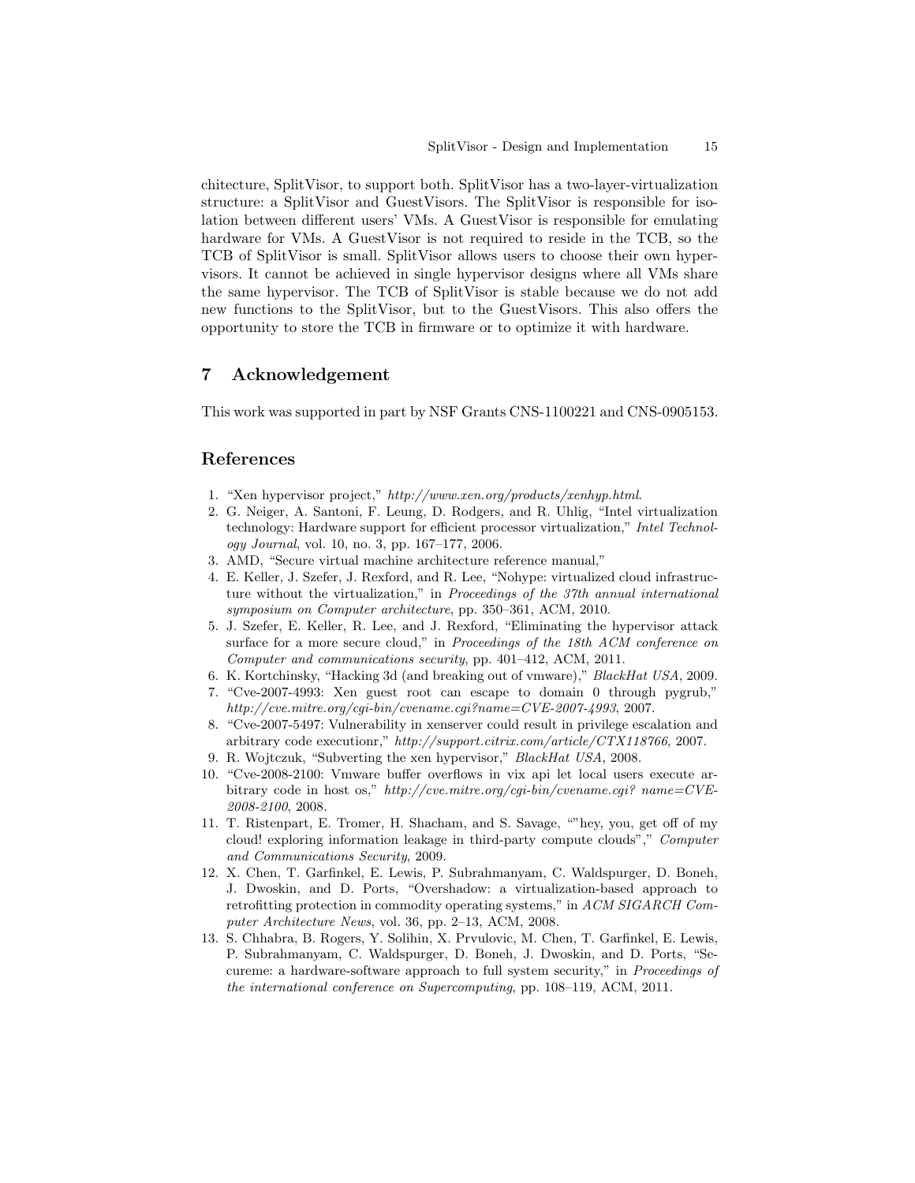chitecture, SplitVisor, to support both. SplitVisor has a two-layer-virtualization structure: a SplitVisor and GuestVisors. The SplitVisor is responsible for isolation between different users' VMs. A GuestVisor is responsible for emulating hardware for VMs. A GuestVisor is not required to reside in the TCB, so the TCB of SplitVisor is small. SplitVisor allows users to choose their own hypervisors. It cannot be achieved in single hypervisor designs where all VMs share the same hypervisor. The TCB of SplitVisor is stable because we do not add new functions to the SplitVisor, but to the GuestVisors. This also offers the opportunity to store the TCB in firmware or to optimize it with hardware.

## 7 Acknowledgement

This work was supported in part by NSF Grants CNS-1100221 and CNS-0905153.

## References

1. "Xen hypervisor project," *http://www.xen.org/products/xenhyp.html*.
2. G. Neiger, A. Santoni, F. Leung, D. Rodgers, and R. Uhlig, "Intel virtualization technology: Hardware support for efficient processor virtualization," *Intel Technology Journal*, vol. 10, no. 3, pp. 167–177, 2006.
3. AMD, "Secure virtual machine architecture reference manual,"
4. E. Keller, J. Szefer, J. Rexford, and R. Lee, "Nohype: virtualized cloud infrastructure without the virtualization," in *Proceedings of the 37th annual international symposium on Computer architecture*, pp. 350–361, ACM, 2010.
5. J. Szefer, E. Keller, R. Lee, and J. Rexford, "Eliminating the hypervisor attack surface for a more secure cloud," in *Proceedings of the 18th ACM conference on Computer and communications security*, pp. 401–412, ACM, 2011.
6. K. Kortchinsky, "Hacking 3d (and breaking out of vmware)," *BlackHat USA*, 2009.
7. "Cve-2007-4993: Xen guest root can escape to domain 0 through pygrub," *http://cve.mitre.org/cgi-bin/cvename.cgi?name=CVE-2007-4993*, 2007.
8. "Cve-2007-5497: Vulnerability in xenserver could result in privilege escalation and arbitrary code executionr," *http://support.citrix.com/article/CTX118766*, 2007.
9. R. Wojtczuk, "Subverting the xen hypervisor," *BlackHat USA*, 2008.
10. "Cve-2008-2100: Vmware buffer overflows in vix api let local users execute arbitrary code in host os," *http://cve.mitre.org/cgi-bin/cvename.cgi? name=CVE-2008-2100*, 2008.
11. T. Ristenpart, E. Tromer, H. Shacham, and S. Savage, ""hey, you, get off of my cloud! exploring information leakage in third-party compute clouds"," *Computer and Communications Security*, 2009.
12. X. Chen, T. Garfinkel, E. Lewis, P. Subrahmanyam, C. Waldspurger, D. Boneh, J. Dwoskin, and D. Ports, "Overshadow: a virtualization-based approach to retrofitting protection in commodity operating systems," in *ACM SIGARCH Computer Architecture News*, vol. 36, pp. 2–13, ACM, 2008.
13. S. Chhabra, B. Rogers, Y. Solihin, X. Prvulovic, M. Chen, T. Garfinkel, E. Lewis, P. Subrahmanyam, C. Waldspurger, D. Boneh, J. Dwoskin, and D. Ports, "Secureme: a hardware-software approach to full system security," in *Proceedings of the international conference on Supercomputing*, pp. 108–119, ACM, 2011.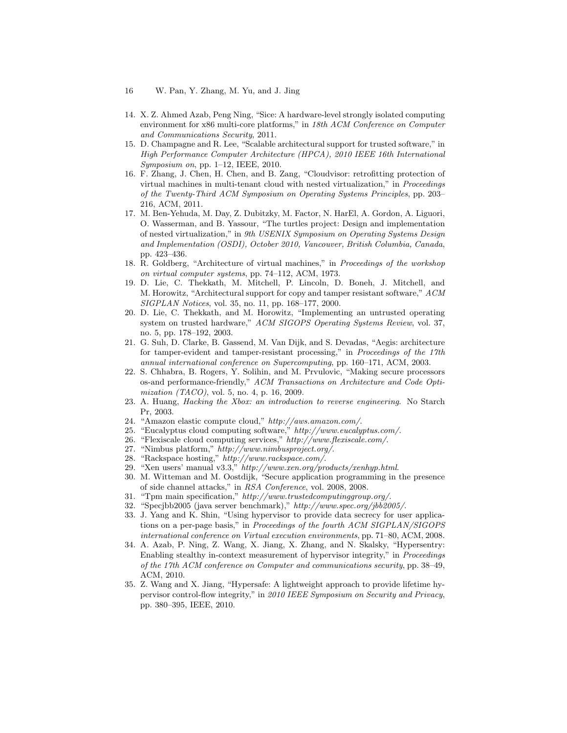14. X. Z. Ahmed Azab, Peng Ning, "Sice: A hardware-level strongly isolated computing environment for x86 multi-core platforms," in *18th ACM Conference on Computer and Communications Security*, 2011.
15. D. Champagne and R. Lee, "Scalable architectural support for trusted software," in *High Performance Computer Architecture (HPCA), 2010 IEEE 16th International Symposium on*, pp. 1–12, IEEE, 2010.
16. F. Zhang, J. Chen, H. Chen, and B. Zang, "Cloudvisor: retrofitting protection of virtual machines in multi-tenant cloud with nested virtualization," in *Proceedings of the Twenty-Third ACM Symposium on Operating Systems Principles*, pp. 203–216, ACM, 2011.
17. M. Ben-Yehuda, M. Day, Z. Dubitzky, M. Factor, N. HarEl, A. Gordon, A. Liguori, O. Wasserman, and B. Yassour, "The turtles project: Design and implementation of nested virtualization," in *9th USENIX Symposium on Operating Systems Design and Implementation (OSDI), October 2010, Vancouver, British Columbia, Canada*, pp. 423–436.
18. R. Goldberg, "Architecture of virtual machines," in *Proceedings of the workshop on virtual computer systems*, pp. 74–112, ACM, 1973.
19. D. Lie, C. Thekkath, M. Mitchell, P. Lincoln, D. Boneh, J. Mitchell, and M. Horowitz, "Architectural support for copy and tamper resistant software," *ACM SIGPLAN Notices*, vol. 35, no. 11, pp. 168–177, 2000.
20. D. Lie, C. Thekkath, and M. Horowitz, "Implementing an untrusted operating system on trusted hardware," *ACM SIGOPS Operating Systems Review*, vol. 37, no. 5, pp. 178–192, 2003.
21. G. Suh, D. Clarke, B. Gassend, M. Van Dijk, and S. Devadas, "Aegis: architecture for tamper-evident and tamper-resistant processing," in *Proceedings of the 17th annual international conference on Supercomputing*, pp. 160–171, ACM, 2003.
22. S. Chhabra, B. Rogers, Y. Solihin, and M. Prvulovic, "Making secure processors os-and performance-friendly," *ACM Transactions on Architecture and Code Optimization (TACO)*, vol. 5, no. 4, p. 16, 2009.
23. A. Huang, *Hacking the Xbox: an introduction to reverse engineering*. No Starch Pr, 2003.
24. "Amazon elastic compute cloud," *http://aws.amazon.com/*.
25. "Eucalyptus cloud computing software," *http://www.eucalyptus.com/*.
26. "Flexiscale cloud computing services," *http://www.flexiscale.com/*.
27. "Nimbus platform," *http://www.nimbusproject.org/*.
28. "Rackspace hosting," *http://www.rackspace.com/*.
29. "Xen users' manual v3.3," *http://www.xen.org/products/xenhyp.html*.
30. M. Witteman and M. Oostdijk, "Secure application programming in the presence of side channel attacks," in *RSA Conference*, vol. 2008, 2008.
31. "Tpm main specification," *http://www.trustedcomputinggroup.org/*.
32. "Specjbb2005 (java server benchmark)," *http://www.spec.org/jbb2005/*.
33. J. Yang and K. Shin, "Using hypervisor to provide data secrecy for user applications on a per-page basis," in *Proceedings of the fourth ACM SIGPLAN/SIGOPS international conference on Virtual execution environments*, pp. 71–80, ACM, 2008.
34. A. Azab, P. Ning, Z. Wang, X. Jiang, X. Zhang, and N. Skalsky, "Hypersentry: Enabling stealthy in-context measurement of hypervisor integrity," in *Proceedings of the 17th ACM conference on Computer and communications security*, pp. 38–49, ACM, 2010.
35. Z. Wang and X. Jiang, "Hypersafe: A lightweight approach to provide lifetime hypervisor control-flow integrity," in *2010 IEEE Symposium on Security and Privacy*, pp. 380–395, IEEE, 2010.